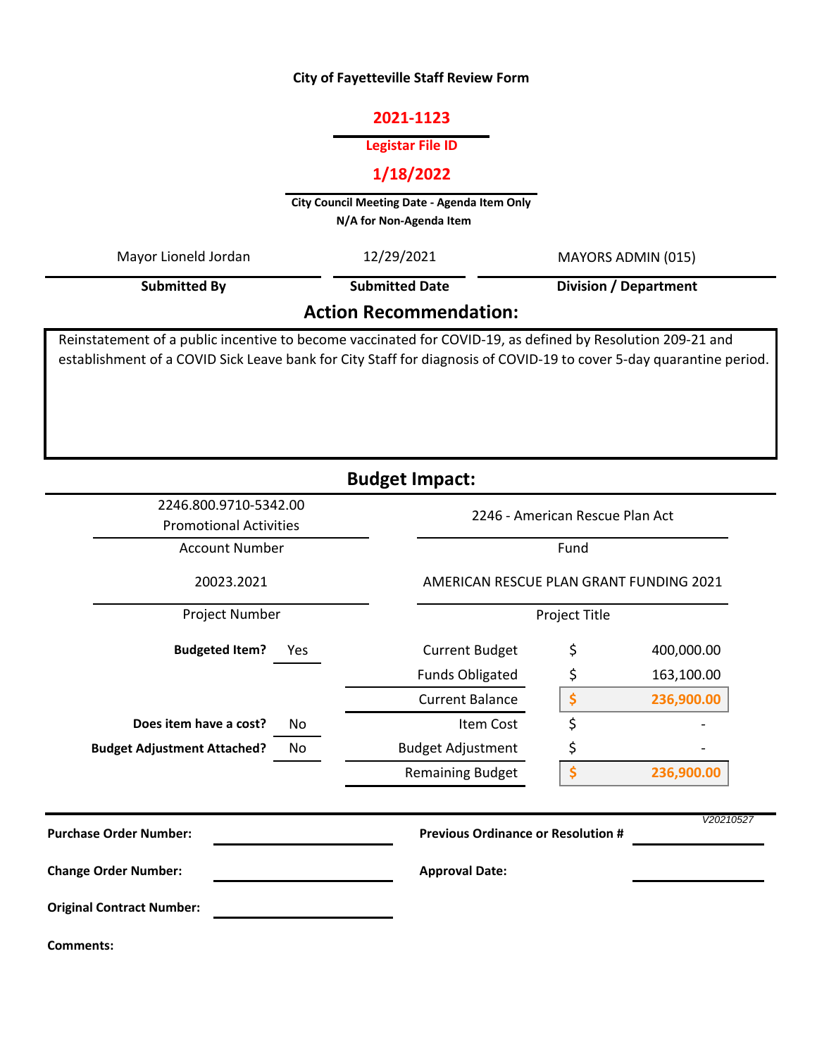# City of Fayetteville Staff Review Form

**2021-1123**

**Legistar File ID**

**1/18/2022**

**City Council Meeting Date - Agenda Item Only**
**N/A for Non-Agenda Item**

| Submitted By | Submitted Date | Division / Department |
|---|---|---|
| Mayor Lioneld Jordan | 12/29/2021 | MAYORS ADMIN (015) |

## Action Recommendation:

Reinstatement of a public incentive to become vaccinated for COVID-19, as defined by Resolution 209-21 and establishment of a COVID Sick Leave bank for City Staff for diagnosis of COVID-19 to cover 5-day quarantine period.

## Budget Impact:

| | |
|---|---|
| 2246.800.9710-5342.00 Promotional Activities | 2246 - American Rescue Plan Act |
| **Account Number** | **Fund** |
| 20023.2021 | AMERICAN RESCUE PLAN GRANT FUNDING 2021 |
| **Project Number** | **Project Title** |

| | | | |
|---|---|---|---|
| **Budgeted Item?** | Yes | Current Budget | $ 400,000.00 |
| | | Funds Obligated | $ 163,100.00 |
| | | Current Balance | $ 236,900.00 |
| **Does item have a cost?** | No | Item Cost | $ - |
| **Budget Adjustment Attached?** | No | Budget Adjustment | $ - |
| | | Remaining Budget | $ 236,900.00 |

V20210527

**Purchase Order Number:**

**Previous Ordinance or Resolution #**

**Change Order Number:**

**Approval Date:**

**Original Contract Number:**

**Comments:**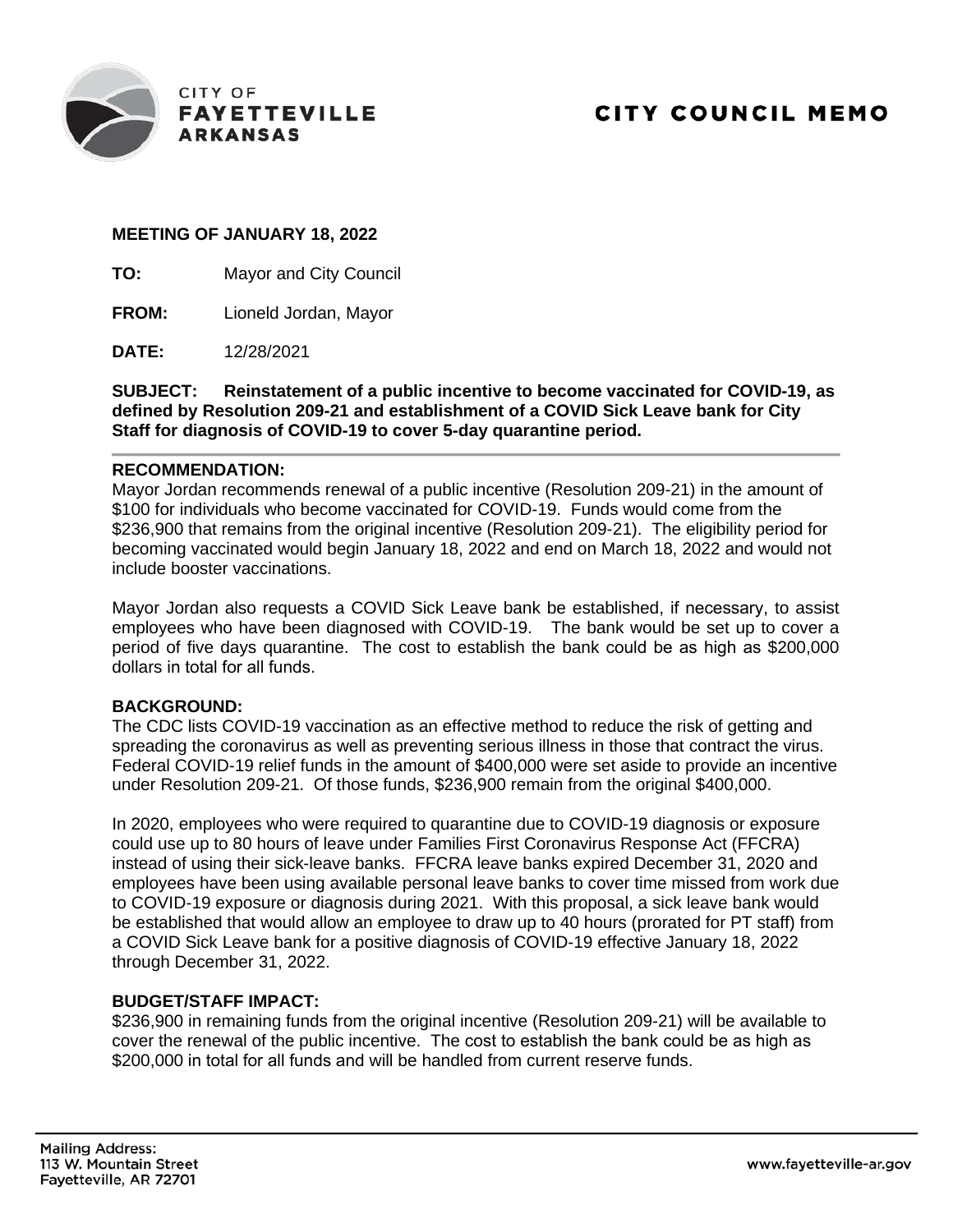CITY OF
**FAYETTEVILLE**
**ARKANSAS**

# CITY COUNCIL MEMO

**MEETING OF JANUARY 18, 2022**

**TO:** Mayor and City Council

**FROM:** Lioneld Jordan, Mayor

**DATE:** 12/28/2021

**SUBJECT: Reinstatement of a public incentive to become vaccinated for COVID-19, as defined by Resolution 209-21 and establishment of a COVID Sick Leave bank for City Staff for diagnosis of COVID-19 to cover 5-day quarantine period.**

---

**RECOMMENDATION:**
Mayor Jordan recommends renewal of a public incentive (Resolution 209-21) in the amount of $100 for individuals who become vaccinated for COVID-19. Funds would come from the $236,900 that remains from the original incentive (Resolution 209-21). The eligibility period for becoming vaccinated would begin January 18, 2022 and end on March 18, 2022 and would not include booster vaccinations.

Mayor Jordan also requests a COVID Sick Leave bank be established, if necessary, to assist employees who have been diagnosed with COVID-19. The bank would be set up to cover a period of five days quarantine. The cost to establish the bank could be as high as $200,000 dollars in total for all funds.

**BACKGROUND:**
The CDC lists COVID-19 vaccination as an effective method to reduce the risk of getting and spreading the coronavirus as well as preventing serious illness in those that contract the virus. Federal COVID-19 relief funds in the amount of $400,000 were set aside to provide an incentive under Resolution 209-21. Of those funds, $236,900 remain from the original $400,000.

In 2020, employees who were required to quarantine due to COVID-19 diagnosis or exposure could use up to 80 hours of leave under Families First Coronavirus Response Act (FFCRA) instead of using their sick-leave banks. FFCRA leave banks expired December 31, 2020 and employees have been using available personal leave banks to cover time missed from work due to COVID-19 exposure or diagnosis during 2021. With this proposal, a sick leave bank would be established that would allow an employee to draw up to 40 hours (prorated for PT staff) from a COVID Sick Leave bank for a positive diagnosis of COVID-19 effective January 18, 2022 through December 31, 2022.

**BUDGET/STAFF IMPACT:**
$236,900 in remaining funds from the original incentive (Resolution 209-21) will be available to cover the renewal of the public incentive. The cost to establish the bank could be as high as $200,000 in total for all funds and will be handled from current reserve funds.

Mailing Address:
113 W. Mountain Street
Fayetteville, AR 72701

www.fayetteville-ar.gov